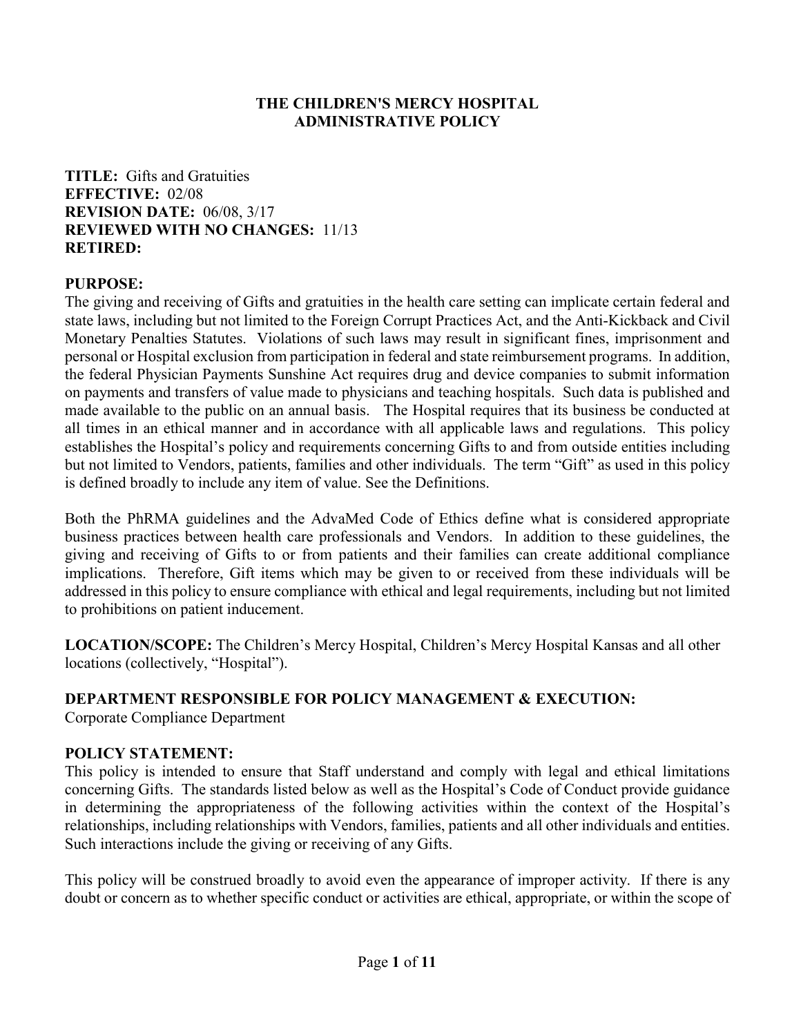# THE CHILDREN'S MERCY HOSPITAL
# ADMINISTRATIVE POLICY

**TITLE:** Gifts and Gratuities
**EFFECTIVE:** 02/08
**REVISION DATE:** 06/08, 3/17
**REVIEWED WITH NO CHANGES:** 11/13
**RETIRED:**

**PURPOSE:**
The giving and receiving of Gifts and gratuities in the health care setting can implicate certain federal and state laws, including but not limited to the Foreign Corrupt Practices Act, and the Anti-Kickback and Civil Monetary Penalties Statutes. Violations of such laws may result in significant fines, imprisonment and personal or Hospital exclusion from participation in federal and state reimbursement programs. In addition, the federal Physician Payments Sunshine Act requires drug and device companies to submit information on payments and transfers of value made to physicians and teaching hospitals. Such data is published and made available to the public on an annual basis. The Hospital requires that its business be conducted at all times in an ethical manner and in accordance with all applicable laws and regulations. This policy establishes the Hospital's policy and requirements concerning Gifts to and from outside entities including but not limited to Vendors, patients, families and other individuals. The term "Gift" as used in this policy is defined broadly to include any item of value. See the Definitions.

Both the PhRMA guidelines and the AdvaMed Code of Ethics define what is considered appropriate business practices between health care professionals and Vendors. In addition to these guidelines, the giving and receiving of Gifts to or from patients and their families can create additional compliance implications. Therefore, Gift items which may be given to or received from these individuals will be addressed in this policy to ensure compliance with ethical and legal requirements, including but not limited to prohibitions on patient inducement.

**LOCATION/SCOPE:** The Children's Mercy Hospital, Children's Mercy Hospital Kansas and all other locations (collectively, "Hospital").

**DEPARTMENT RESPONSIBLE FOR POLICY MANAGEMENT & EXECUTION:**
Corporate Compliance Department

**POLICY STATEMENT:**
This policy is intended to ensure that Staff understand and comply with legal and ethical limitations concerning Gifts. The standards listed below as well as the Hospital's Code of Conduct provide guidance in determining the appropriateness of the following activities within the context of the Hospital's relationships, including relationships with Vendors, families, patients and all other individuals and entities. Such interactions include the giving or receiving of any Gifts.

This policy will be construed broadly to avoid even the appearance of improper activity. If there is any doubt or concern as to whether specific conduct or activities are ethical, appropriate, or within the scope of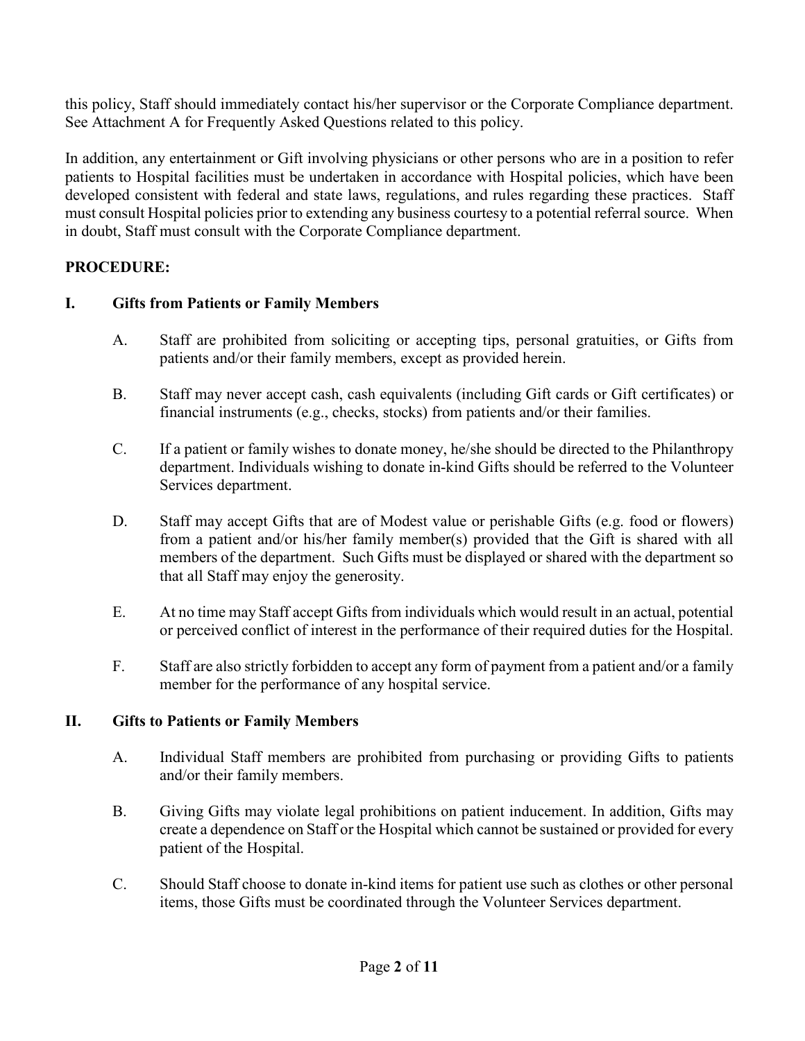this policy, Staff should immediately contact his/her supervisor or the Corporate Compliance department. See Attachment A for Frequently Asked Questions related to this policy.

In addition, any entertainment or Gift involving physicians or other persons who are in a position to refer patients to Hospital facilities must be undertaken in accordance with Hospital policies, which have been developed consistent with federal and state laws, regulations, and rules regarding these practices. Staff must consult Hospital policies prior to extending any business courtesy to a potential referral source. When in doubt, Staff must consult with the Corporate Compliance department.

**PROCEDURE:**

**I. Gifts from Patients or Family Members**

A. Staff are prohibited from soliciting or accepting tips, personal gratuities, or Gifts from patients and/or their family members, except as provided herein.

B. Staff may never accept cash, cash equivalents (including Gift cards or Gift certificates) or financial instruments (e.g., checks, stocks) from patients and/or their families.

C. If a patient or family wishes to donate money, he/she should be directed to the Philanthropy department. Individuals wishing to donate in-kind Gifts should be referred to the Volunteer Services department.

D. Staff may accept Gifts that are of Modest value or perishable Gifts (e.g. food or flowers) from a patient and/or his/her family member(s) provided that the Gift is shared with all members of the department. Such Gifts must be displayed or shared with the department so that all Staff may enjoy the generosity.

E. At no time may Staff accept Gifts from individuals which would result in an actual, potential or perceived conflict of interest in the performance of their required duties for the Hospital.

F. Staff are also strictly forbidden to accept any form of payment from a patient and/or a family member for the performance of any hospital service.

**II. Gifts to Patients or Family Members**

A. Individual Staff members are prohibited from purchasing or providing Gifts to patients and/or their family members.

B. Giving Gifts may violate legal prohibitions on patient inducement. In addition, Gifts may create a dependence on Staff or the Hospital which cannot be sustained or provided for every patient of the Hospital.

C. Should Staff choose to donate in-kind items for patient use such as clothes or other personal items, those Gifts must be coordinated through the Volunteer Services department.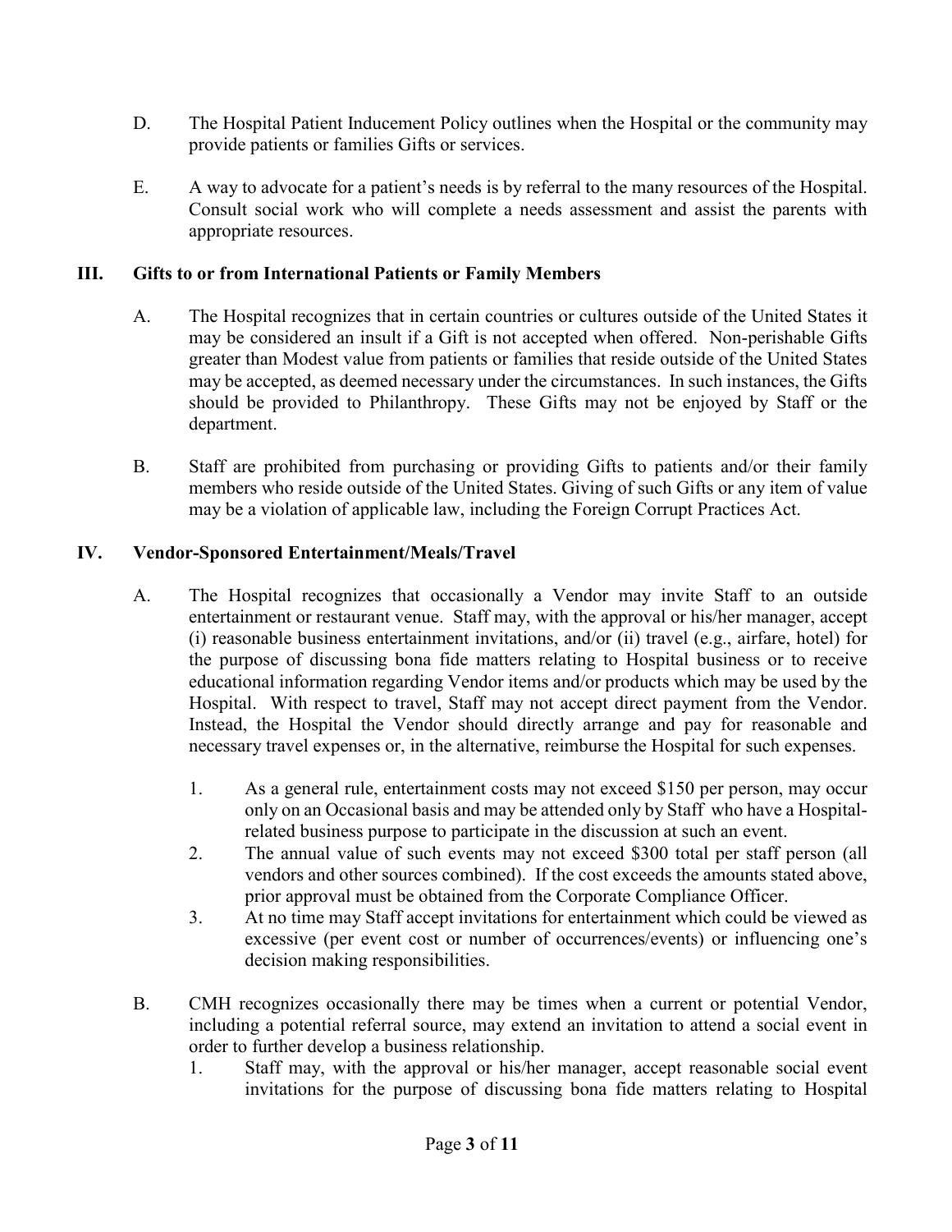D. The Hospital Patient Inducement Policy outlines when the Hospital or the community may provide patients or families Gifts or services.

E. A way to advocate for a patient's needs is by referral to the many resources of the Hospital. Consult social work who will complete a needs assessment and assist the parents with appropriate resources.

## III. Gifts to or from International Patients or Family Members

A. The Hospital recognizes that in certain countries or cultures outside of the United States it may be considered an insult if a Gift is not accepted when offered. Non-perishable Gifts greater than Modest value from patients or families that reside outside of the United States may be accepted, as deemed necessary under the circumstances. In such instances, the Gifts should be provided to Philanthropy. These Gifts may not be enjoyed by Staff or the department.

B. Staff are prohibited from purchasing or providing Gifts to patients and/or their family members who reside outside of the United States. Giving of such Gifts or any item of value may be a violation of applicable law, including the Foreign Corrupt Practices Act.

## IV. Vendor-Sponsored Entertainment/Meals/Travel

A. The Hospital recognizes that occasionally a Vendor may invite Staff to an outside entertainment or restaurant venue. Staff may, with the approval or his/her manager, accept (i) reasonable business entertainment invitations, and/or (ii) travel (e.g., airfare, hotel) for the purpose of discussing bona fide matters relating to Hospital business or to receive educational information regarding Vendor items and/or products which may be used by the Hospital. With respect to travel, Staff may not accept direct payment from the Vendor. Instead, the Hospital the Vendor should directly arrange and pay for reasonable and necessary travel expenses or, in the alternative, reimburse the Hospital for such expenses.

1. As a general rule, entertainment costs may not exceed $150 per person, may occur only on an Occasional basis and may be attended only by Staff who have a Hospital-related business purpose to participate in the discussion at such an event.
2. The annual value of such events may not exceed $300 total per staff person (all vendors and other sources combined). If the cost exceeds the amounts stated above, prior approval must be obtained from the Corporate Compliance Officer.
3. At no time may Staff accept invitations for entertainment which could be viewed as excessive (per event cost or number of occurrences/events) or influencing one's decision making responsibilities.

B. CMH recognizes occasionally there may be times when a current or potential Vendor, including a potential referral source, may extend an invitation to attend a social event in order to further develop a business relationship.

1. Staff may, with the approval or his/her manager, accept reasonable social event invitations for the purpose of discussing bona fide matters relating to Hospital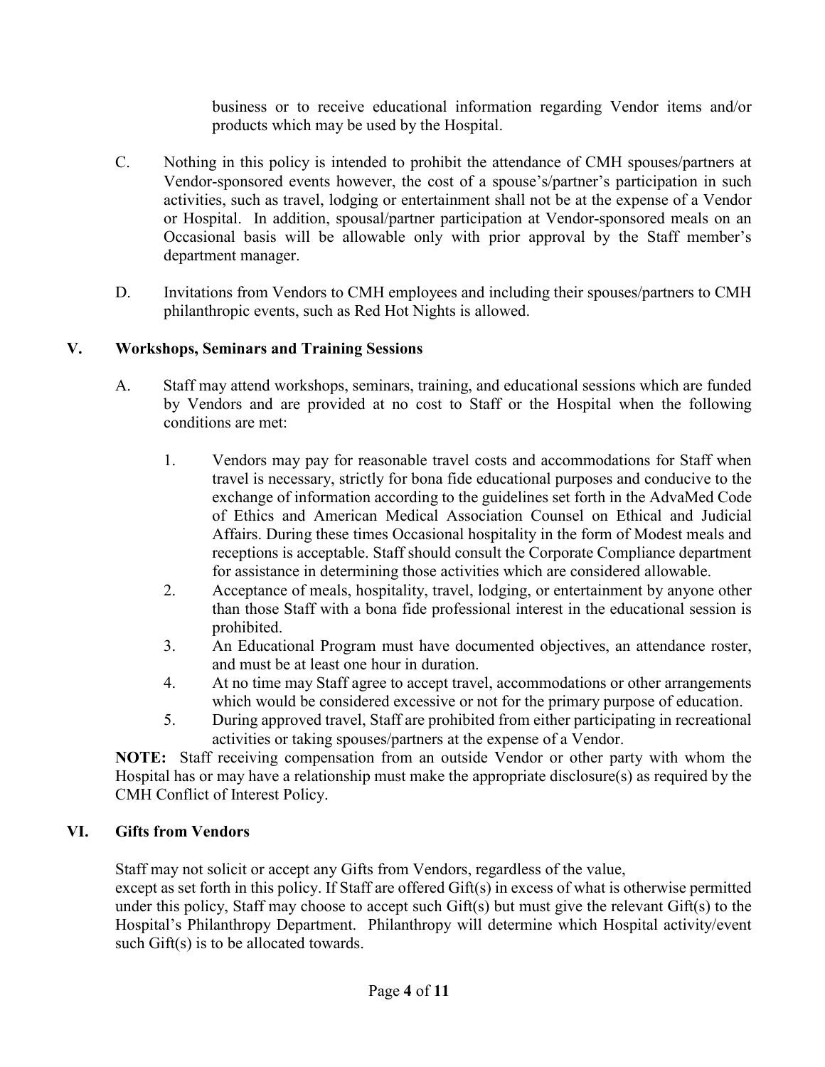business or to receive educational information regarding Vendor items and/or products which may be used by the Hospital.

C. Nothing in this policy is intended to prohibit the attendance of CMH spouses/partners at Vendor-sponsored events however, the cost of a spouse's/partner's participation in such activities, such as travel, lodging or entertainment shall not be at the expense of a Vendor or Hospital. In addition, spousal/partner participation at Vendor-sponsored meals on an Occasional basis will be allowable only with prior approval by the Staff member's department manager.

D. Invitations from Vendors to CMH employees and including their spouses/partners to CMH philanthropic events, such as Red Hot Nights is allowed.

## V. Workshops, Seminars and Training Sessions

A. Staff may attend workshops, seminars, training, and educational sessions which are funded by Vendors and are provided at no cost to Staff or the Hospital when the following conditions are met:

1. Vendors may pay for reasonable travel costs and accommodations for Staff when travel is necessary, strictly for bona fide educational purposes and conducive to the exchange of information according to the guidelines set forth in the AdvaMed Code of Ethics and American Medical Association Counsel on Ethical and Judicial Affairs. During these times Occasional hospitality in the form of Modest meals and receptions is acceptable. Staff should consult the Corporate Compliance department for assistance in determining those activities which are considered allowable.
2. Acceptance of meals, hospitality, travel, lodging, or entertainment by anyone other than those Staff with a bona fide professional interest in the educational session is prohibited.
3. An Educational Program must have documented objectives, an attendance roster, and must be at least one hour in duration.
4. At no time may Staff agree to accept travel, accommodations or other arrangements which would be considered excessive or not for the primary purpose of education.
5. During approved travel, Staff are prohibited from either participating in recreational activities or taking spouses/partners at the expense of a Vendor.

**NOTE:** Staff receiving compensation from an outside Vendor or other party with whom the Hospital has or may have a relationship must make the appropriate disclosure(s) as required by the CMH Conflict of Interest Policy.

## VI. Gifts from Vendors

Staff may not solicit or accept any Gifts from Vendors, regardless of the value, except as set forth in this policy. If Staff are offered Gift(s) in excess of what is otherwise permitted under this policy, Staff may choose to accept such Gift(s) but must give the relevant Gift(s) to the Hospital's Philanthropy Department. Philanthropy will determine which Hospital activity/event such Gift(s) is to be allocated towards.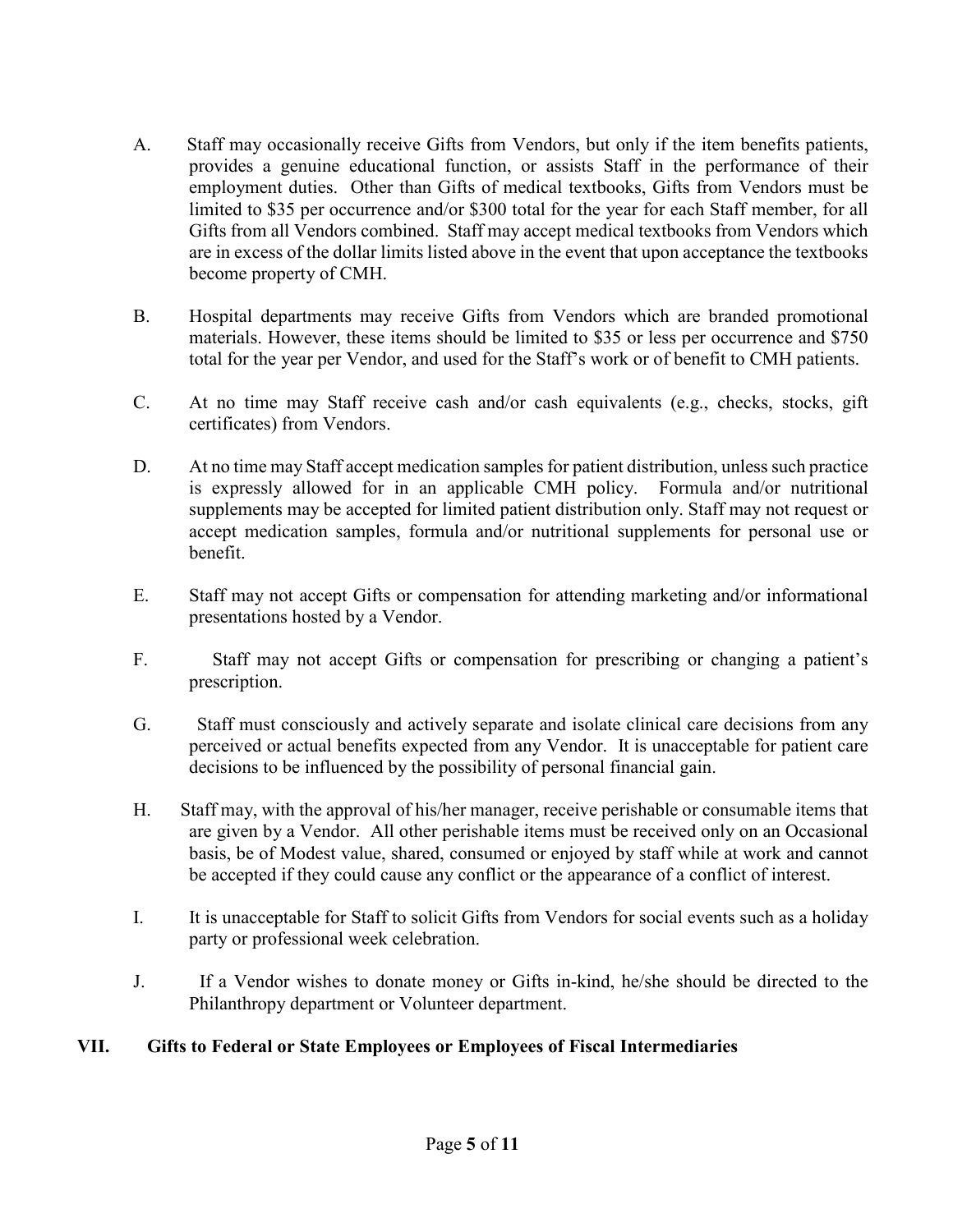A. Staff may occasionally receive Gifts from Vendors, but only if the item benefits patients, provides a genuine educational function, or assists Staff in the performance of their employment duties. Other than Gifts of medical textbooks, Gifts from Vendors must be limited to $35 per occurrence and/or $300 total for the year for each Staff member, for all Gifts from all Vendors combined. Staff may accept medical textbooks from Vendors which are in excess of the dollar limits listed above in the event that upon acceptance the textbooks become property of CMH.

B. Hospital departments may receive Gifts from Vendors which are branded promotional materials. However, these items should be limited to $35 or less per occurrence and $750 total for the year per Vendor, and used for the Staff's work or of benefit to CMH patients.

C. At no time may Staff receive cash and/or cash equivalents (e.g., checks, stocks, gift certificates) from Vendors.

D. At no time may Staff accept medication samples for patient distribution, unless such practice is expressly allowed for in an applicable CMH policy. Formula and/or nutritional supplements may be accepted for limited patient distribution only. Staff may not request or accept medication samples, formula and/or nutritional supplements for personal use or benefit.

E. Staff may not accept Gifts or compensation for attending marketing and/or informational presentations hosted by a Vendor.

F. Staff may not accept Gifts or compensation for prescribing or changing a patient's prescription.

G. Staff must consciously and actively separate and isolate clinical care decisions from any perceived or actual benefits expected from any Vendor. It is unacceptable for patient care decisions to be influenced by the possibility of personal financial gain.

H. Staff may, with the approval of his/her manager, receive perishable or consumable items that are given by a Vendor. All other perishable items must be received only on an Occasional basis, be of Modest value, shared, consumed or enjoyed by staff while at work and cannot be accepted if they could cause any conflict or the appearance of a conflict of interest.

I. It is unacceptable for Staff to solicit Gifts from Vendors for social events such as a holiday party or professional week celebration.

J. If a Vendor wishes to donate money or Gifts in-kind, he/she should be directed to the Philanthropy department or Volunteer department.

## VII. Gifts to Federal or State Employees or Employees of Fiscal Intermediaries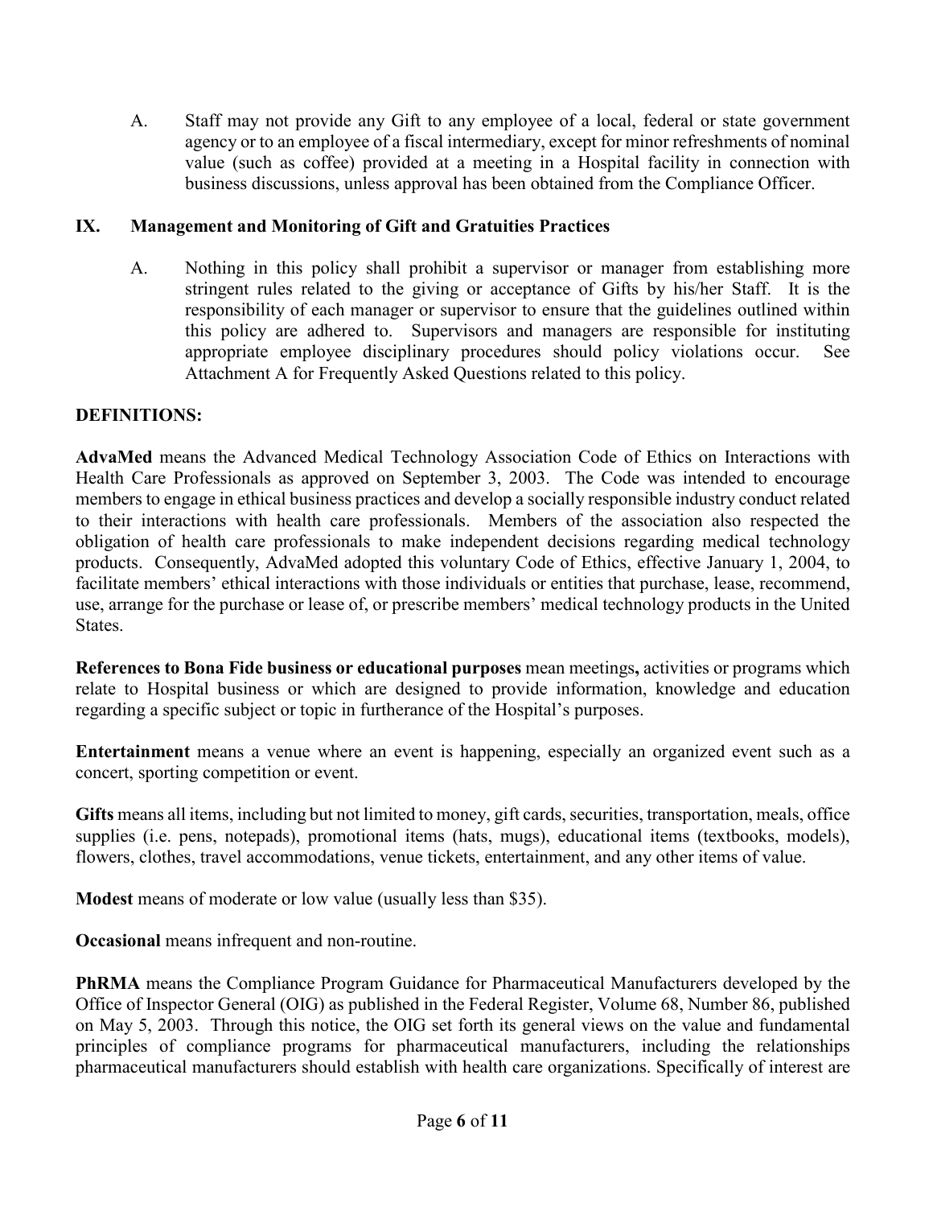A. Staff may not provide any Gift to any employee of a local, federal or state government agency or to an employee of a fiscal intermediary, except for minor refreshments of nominal value (such as coffee) provided at a meeting in a Hospital facility in connection with business discussions, unless approval has been obtained from the Compliance Officer.

## IX. Management and Monitoring of Gift and Gratuities Practices

A. Nothing in this policy shall prohibit a supervisor or manager from establishing more stringent rules related to the giving or acceptance of Gifts by his/her Staff. It is the responsibility of each manager or supervisor to ensure that the guidelines outlined within this policy are adhered to. Supervisors and managers are responsible for instituting appropriate employee disciplinary procedures should policy violations occur. See Attachment A for Frequently Asked Questions related to this policy.

## DEFINITIONS:

**AdvaMed** means the Advanced Medical Technology Association Code of Ethics on Interactions with Health Care Professionals as approved on September 3, 2003. The Code was intended to encourage members to engage in ethical business practices and develop a socially responsible industry conduct related to their interactions with health care professionals. Members of the association also respected the obligation of health care professionals to make independent decisions regarding medical technology products. Consequently, AdvaMed adopted this voluntary Code of Ethics, effective January 1, 2004, to facilitate members' ethical interactions with those individuals or entities that purchase, lease, recommend, use, arrange for the purchase or lease of, or prescribe members' medical technology products in the United States.

**References to Bona Fide business or educational purposes** mean meetings**,** activities or programs which relate to Hospital business or which are designed to provide information, knowledge and education regarding a specific subject or topic in furtherance of the Hospital's purposes.

**Entertainment** means a venue where an event is happening, especially an organized event such as a concert, sporting competition or event.

**Gifts** means all items, including but not limited to money, gift cards, securities, transportation, meals, office supplies (i.e. pens, notepads), promotional items (hats, mugs), educational items (textbooks, models), flowers, clothes, travel accommodations, venue tickets, entertainment, and any other items of value.

**Modest** means of moderate or low value (usually less than $35).

**Occasional** means infrequent and non-routine.

**PhRMA** means the Compliance Program Guidance for Pharmaceutical Manufacturers developed by the Office of Inspector General (OIG) as published in the Federal Register, Volume 68, Number 86, published on May 5, 2003. Through this notice, the OIG set forth its general views on the value and fundamental principles of compliance programs for pharmaceutical manufacturers, including the relationships pharmaceutical manufacturers should establish with health care organizations. Specifically of interest are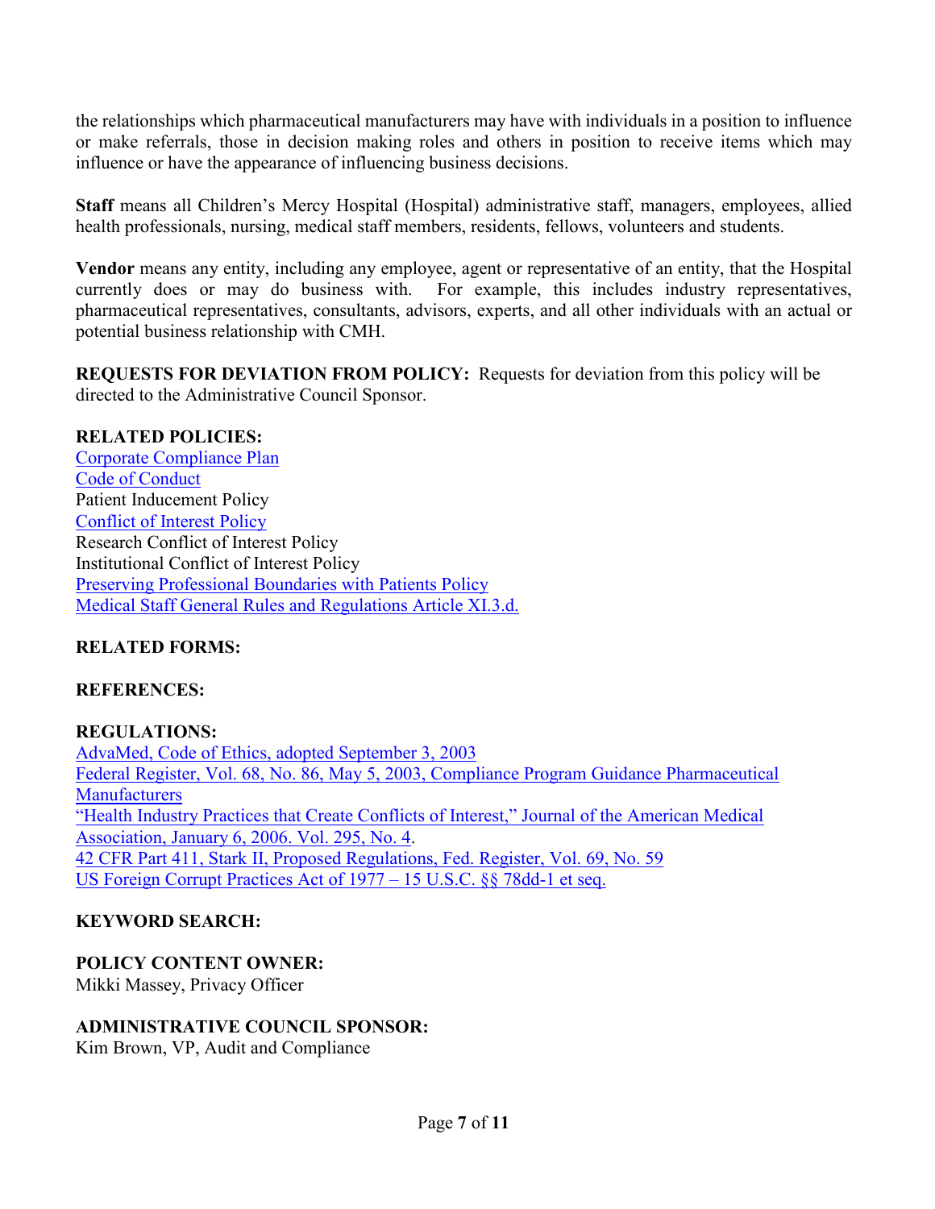the relationships which pharmaceutical manufacturers may have with individuals in a position to influence or make referrals, those in decision making roles and others in position to receive items which may influence or have the appearance of influencing business decisions.

**Staff** means all Children's Mercy Hospital (Hospital) administrative staff, managers, employees, allied health professionals, nursing, medical staff members, residents, fellows, volunteers and students.

**Vendor** means any entity, including any employee, agent or representative of an entity, that the Hospital currently does or may do business with. For example, this includes industry representatives, pharmaceutical representatives, consultants, advisors, experts, and all other individuals with an actual or potential business relationship with CMH.

**REQUESTS FOR DEVIATION FROM POLICY:** Requests for deviation from this policy will be directed to the Administrative Council Sponsor.

**RELATED POLICIES:**
Corporate Compliance Plan
Code of Conduct
Patient Inducement Policy
Conflict of Interest Policy
Research Conflict of Interest Policy
Institutional Conflict of Interest Policy
Preserving Professional Boundaries with Patients Policy
Medical Staff General Rules and Regulations Article XI.3.d.

**RELATED FORMS:**

**REFERENCES:**

**REGULATIONS:**
AdvaMed, Code of Ethics, adopted September 3, 2003
Federal Register, Vol. 68, No. 86, May 5, 2003, Compliance Program Guidance Pharmaceutical Manufacturers
"Health Industry Practices that Create Conflicts of Interest," Journal of the American Medical Association, January 6, 2006. Vol. 295, No. 4.
42 CFR Part 411, Stark II, Proposed Regulations, Fed. Register, Vol. 69, No. 59
US Foreign Corrupt Practices Act of 1977 – 15 U.S.C. §§ 78dd-1 et seq.

**KEYWORD SEARCH:**

**POLICY CONTENT OWNER:**
Mikki Massey, Privacy Officer

**ADMINISTRATIVE COUNCIL SPONSOR:**
Kim Brown, VP, Audit and Compliance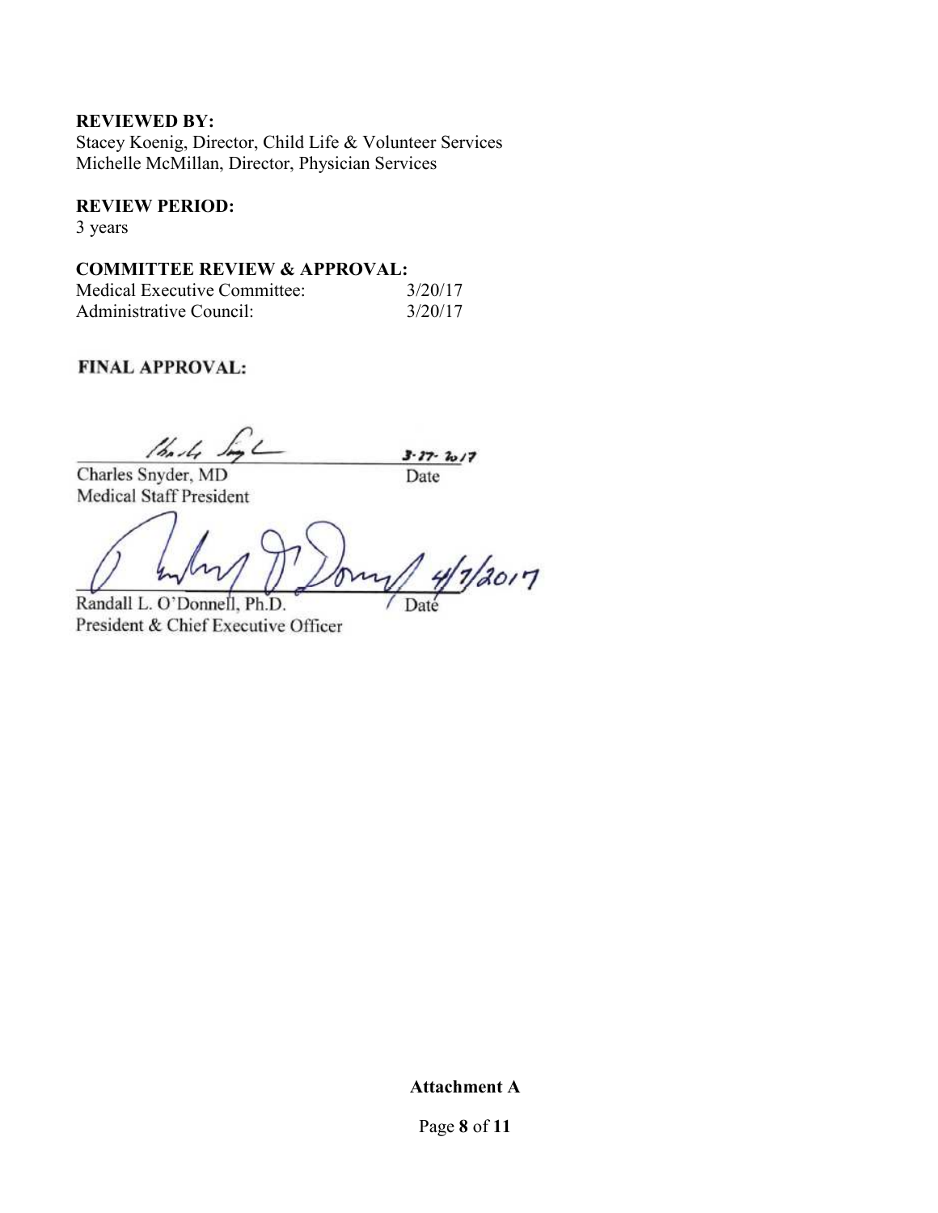**REVIEWED BY:**
Stacey Koenig, Director, Child Life & Volunteer Services
Michelle McMillan, Director, Physician Services

**REVIEW PERIOD:**
3 years

**COMMITTEE REVIEW & APPROVAL:**

| | |
|---|---|
| Medical Executive Committee: | 3/20/17 |
| Administrative Council: | 3/20/17 |

**FINAL APPROVAL:**

3-27-2017
Charles Snyder, MD — Date
Medical Staff President

4/7/2017
Randall L. O'Donnell, Ph.D. — Date
President & Chief Executive Officer

**Attachment A**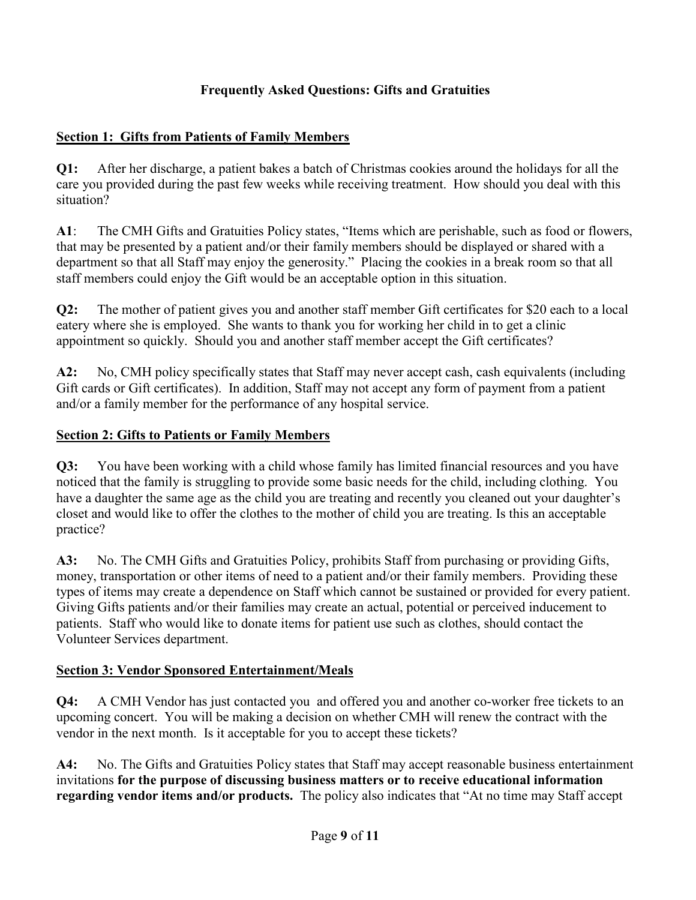# Frequently Asked Questions: Gifts and Gratuities

## Section 1: Gifts from Patients of Family Members

**Q1:** After her discharge, a patient bakes a batch of Christmas cookies around the holidays for all the care you provided during the past few weeks while receiving treatment. How should you deal with this situation?

**A1**: The CMH Gifts and Gratuities Policy states, "Items which are perishable, such as food or flowers, that may be presented by a patient and/or their family members should be displayed or shared with a department so that all Staff may enjoy the generosity." Placing the cookies in a break room so that all staff members could enjoy the Gift would be an acceptable option in this situation.

**Q2:** The mother of patient gives you and another staff member Gift certificates for $20 each to a local eatery where she is employed. She wants to thank you for working her child in to get a clinic appointment so quickly. Should you and another staff member accept the Gift certificates?

**A2:** No, CMH policy specifically states that Staff may never accept cash, cash equivalents (including Gift cards or Gift certificates). In addition, Staff may not accept any form of payment from a patient and/or a family member for the performance of any hospital service.

## Section 2: Gifts to Patients or Family Members

**Q3:** You have been working with a child whose family has limited financial resources and you have noticed that the family is struggling to provide some basic needs for the child, including clothing. You have a daughter the same age as the child you are treating and recently you cleaned out your daughter's closet and would like to offer the clothes to the mother of child you are treating. Is this an acceptable practice?

**A3:** No. The CMH Gifts and Gratuities Policy, prohibits Staff from purchasing or providing Gifts, money, transportation or other items of need to a patient and/or their family members. Providing these types of items may create a dependence on Staff which cannot be sustained or provided for every patient. Giving Gifts patients and/or their families may create an actual, potential or perceived inducement to patients. Staff who would like to donate items for patient use such as clothes, should contact the Volunteer Services department.

## Section 3: Vendor Sponsored Entertainment/Meals

**Q4:** A CMH Vendor has just contacted you and offered you and another co-worker free tickets to an upcoming concert. You will be making a decision on whether CMH will renew the contract with the vendor in the next month. Is it acceptable for you to accept these tickets?

**A4:** No. The Gifts and Gratuities Policy states that Staff may accept reasonable business entertainment invitations **for the purpose of discussing business matters or to receive educational information regarding vendor items and/or products.** The policy also indicates that "At no time may Staff accept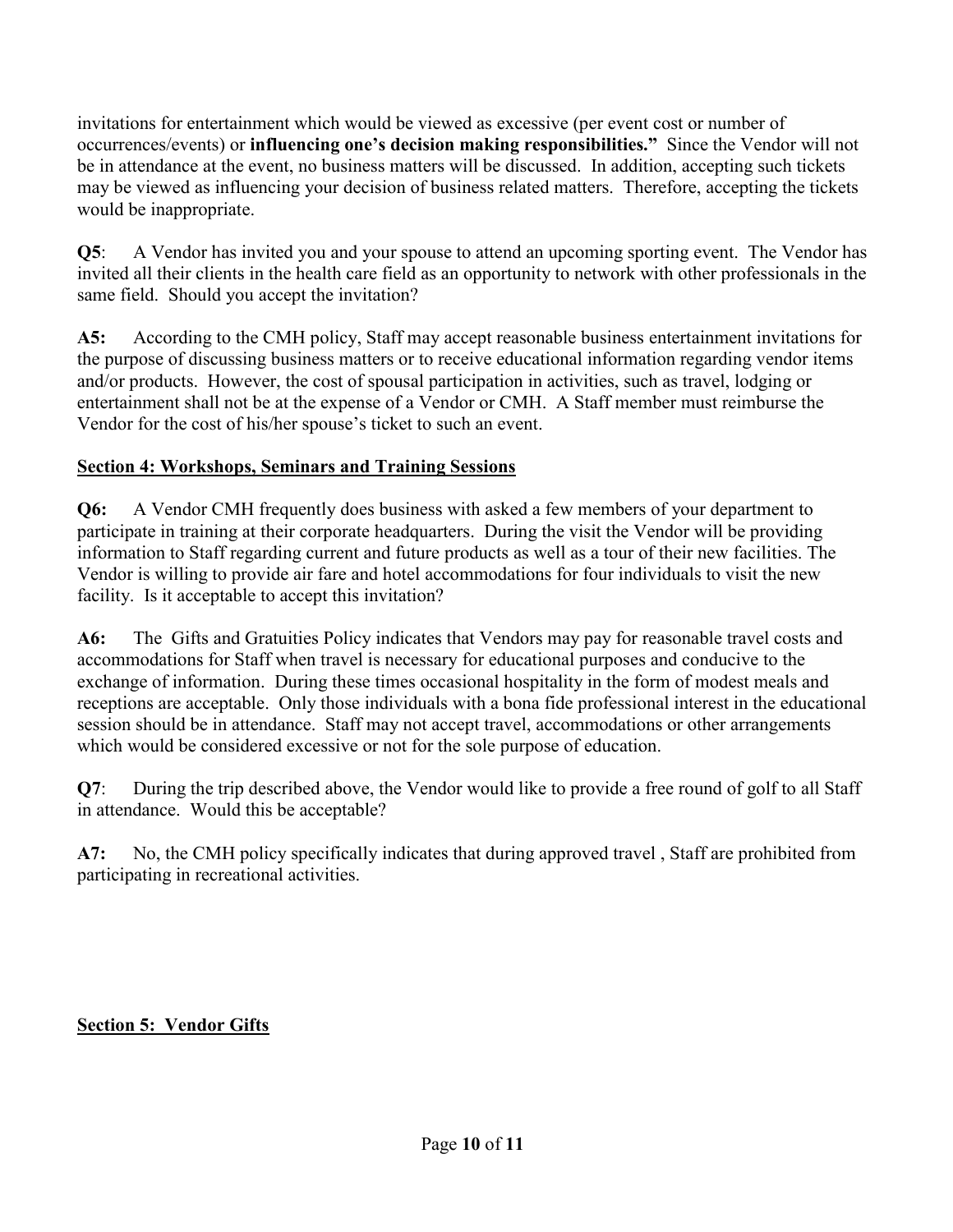invitations for entertainment which would be viewed as excessive (per event cost or number of occurrences/events) or **influencing one's decision making responsibilities."** Since the Vendor will not be in attendance at the event, no business matters will be discussed. In addition, accepting such tickets may be viewed as influencing your decision of business related matters. Therefore, accepting the tickets would be inappropriate.

**Q5**: A Vendor has invited you and your spouse to attend an upcoming sporting event. The Vendor has invited all their clients in the health care field as an opportunity to network with other professionals in the same field. Should you accept the invitation?

**A5:** According to the CMH policy, Staff may accept reasonable business entertainment invitations for the purpose of discussing business matters or to receive educational information regarding vendor items and/or products. However, the cost of spousal participation in activities, such as travel, lodging or entertainment shall not be at the expense of a Vendor or CMH. A Staff member must reimburse the Vendor for the cost of his/her spouse's ticket to such an event.

**Section 4: Workshops, Seminars and Training Sessions**

**Q6:** A Vendor CMH frequently does business with asked a few members of your department to participate in training at their corporate headquarters. During the visit the Vendor will be providing information to Staff regarding current and future products as well as a tour of their new facilities. The Vendor is willing to provide air fare and hotel accommodations for four individuals to visit the new facility. Is it acceptable to accept this invitation?

**A6:** The Gifts and Gratuities Policy indicates that Vendors may pay for reasonable travel costs and accommodations for Staff when travel is necessary for educational purposes and conducive to the exchange of information. During these times occasional hospitality in the form of modest meals and receptions are acceptable. Only those individuals with a bona fide professional interest in the educational session should be in attendance. Staff may not accept travel, accommodations or other arrangements which would be considered excessive or not for the sole purpose of education.

**Q7**: During the trip described above, the Vendor would like to provide a free round of golf to all Staff in attendance. Would this be acceptable?

**A7:** No, the CMH policy specifically indicates that during approved travel , Staff are prohibited from participating in recreational activities.

**Section 5: Vendor Gifts**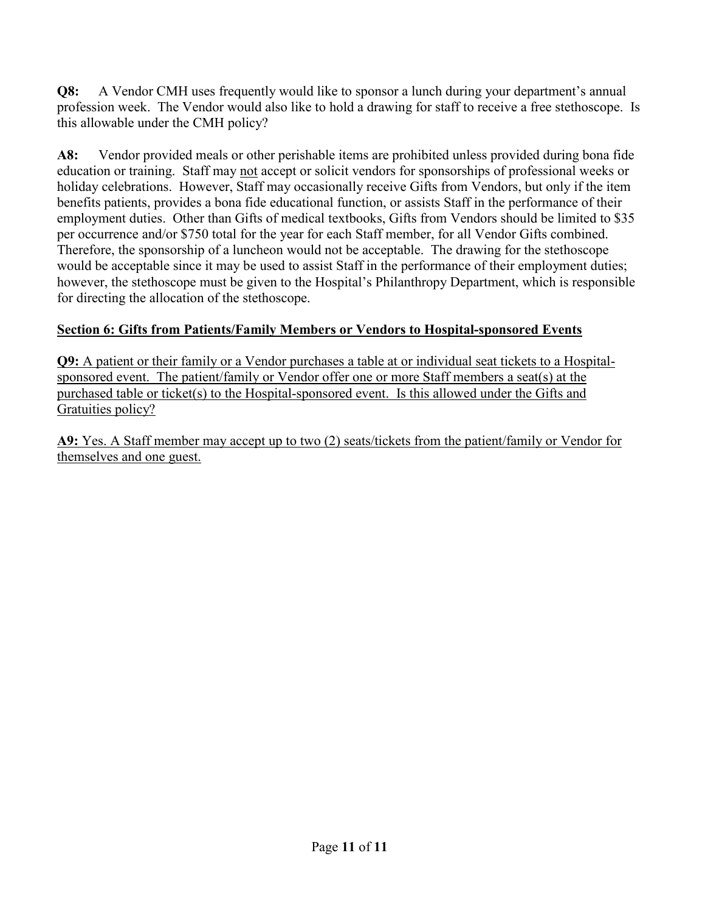**Q8:** A Vendor CMH uses frequently would like to sponsor a lunch during your department's annual profession week. The Vendor would also like to hold a drawing for staff to receive a free stethoscope. Is this allowable under the CMH policy?

**A8:** Vendor provided meals or other perishable items are prohibited unless provided during bona fide education or training. Staff may <u>not</u> accept or solicit vendors for sponsorships of professional weeks or holiday celebrations. However, Staff may occasionally receive Gifts from Vendors, but only if the item benefits patients, provides a bona fide educational function, or assists Staff in the performance of their employment duties. Other than Gifts of medical textbooks, Gifts from Vendors should be limited to $35 per occurrence and/or $750 total for the year for each Staff member, for all Vendor Gifts combined. Therefore, the sponsorship of a luncheon would not be acceptable. The drawing for the stethoscope would be acceptable since it may be used to assist Staff in the performance of their employment duties; however, the stethoscope must be given to the Hospital's Philanthropy Department, which is responsible for directing the allocation of the stethoscope.

## <u>Section 6: Gifts from Patients/Family Members or Vendors to Hospital-sponsored Events</u>

<u>**Q9:** A patient or their family or a Vendor purchases a table at or individual seat tickets to a Hospital-sponsored event. The patient/family or Vendor offer one or more Staff members a seat(s) at the purchased table or ticket(s) to the Hospital-sponsored event. Is this allowed under the Gifts and Gratuities policy?</u>

<u>**A9:** Yes. A Staff member may accept up to two (2) seats/tickets from the patient/family or Vendor for themselves and one guest.</u>